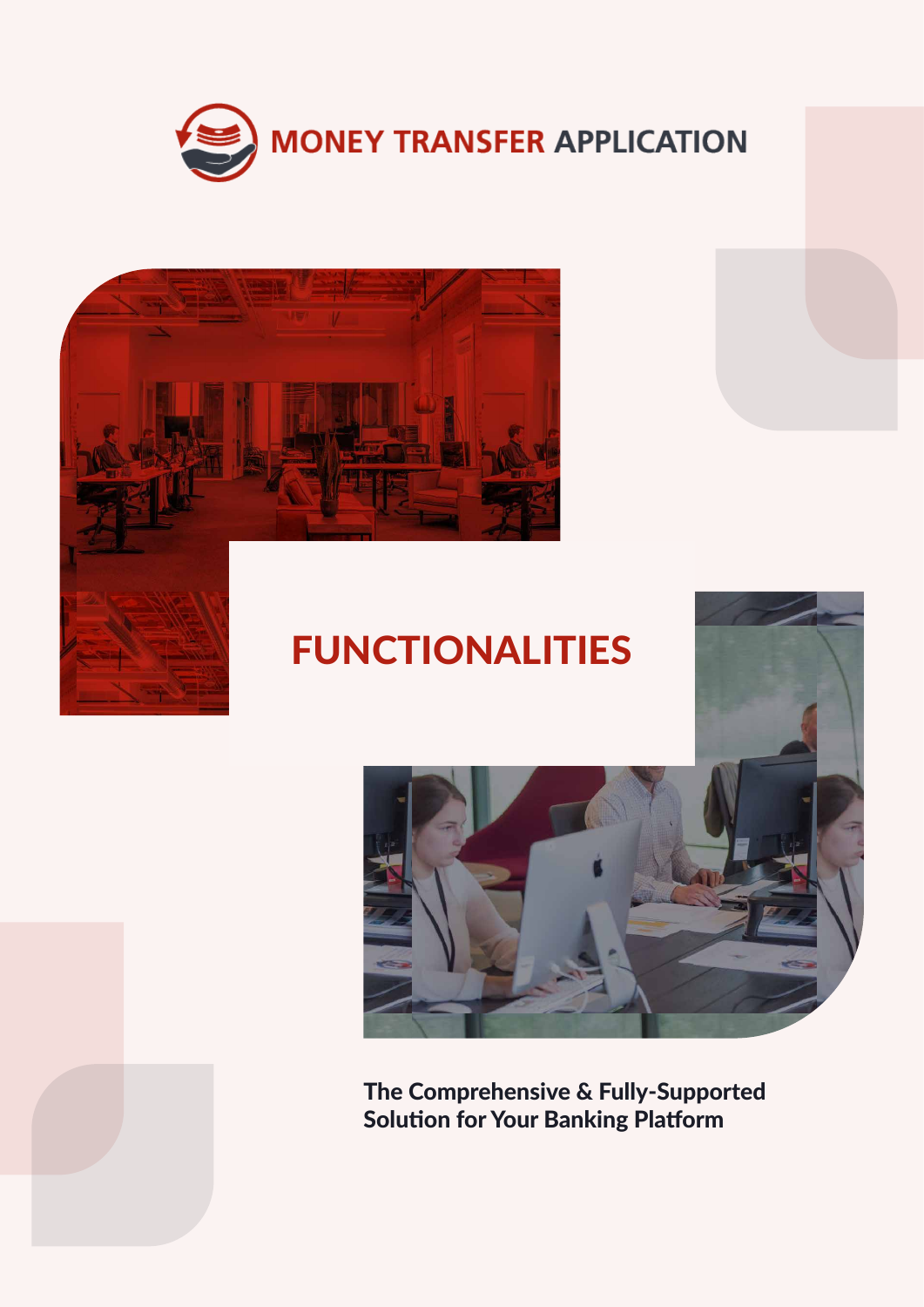# MONEY TRANSFER APPLICATION

## FUNCTIONALITIES

**The Comprehensive & Fully-Supported Solution for Your Banking Platform**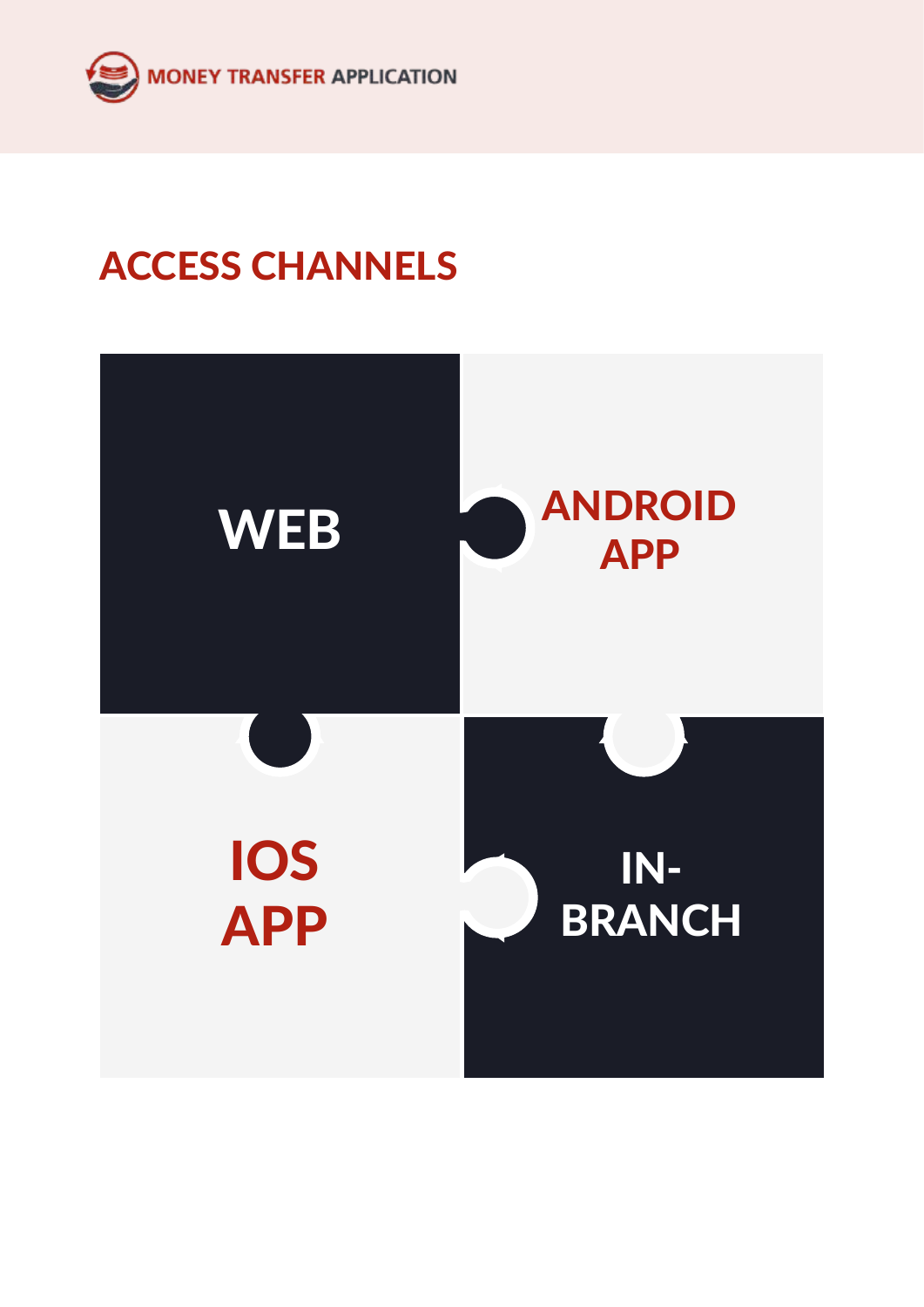# ACCESS CHANNELS

- WEB
- ANDROID APP
- IOS APP
- IN-BRANCH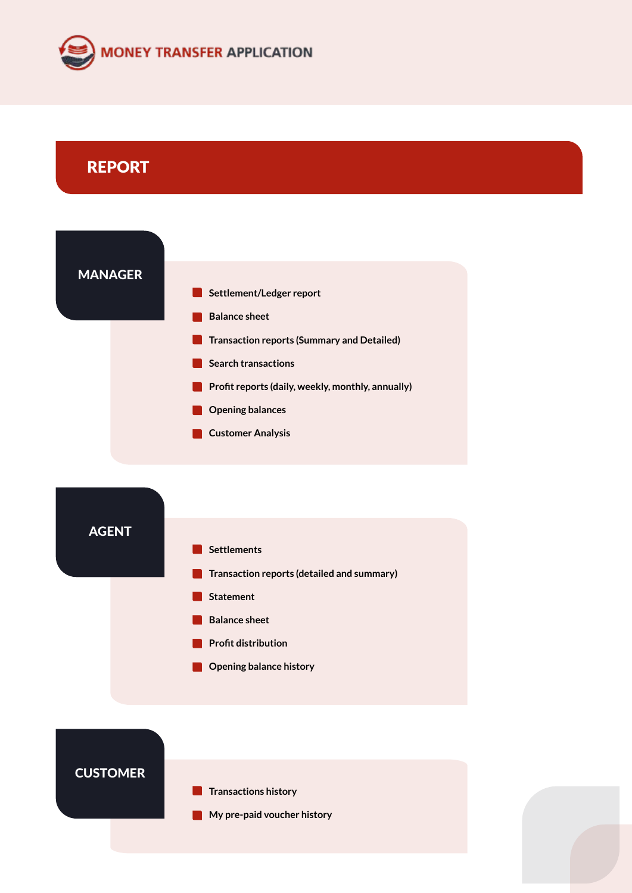# REPORT

## MANAGER

- Settlement/Ledger report
- Balance sheet
- Transaction reports (Summary and Detailed)
- Search transactions
- Profit reports (daily, weekly, monthly, annually)
- Opening balances
- Customer Analysis

## AGENT

- Settlements
- Transaction reports (detailed and summary)
- Statement
- Balance sheet
- Profit distribution
- Opening balance history

## CUSTOMER

- Transactions history
- My pre-paid voucher history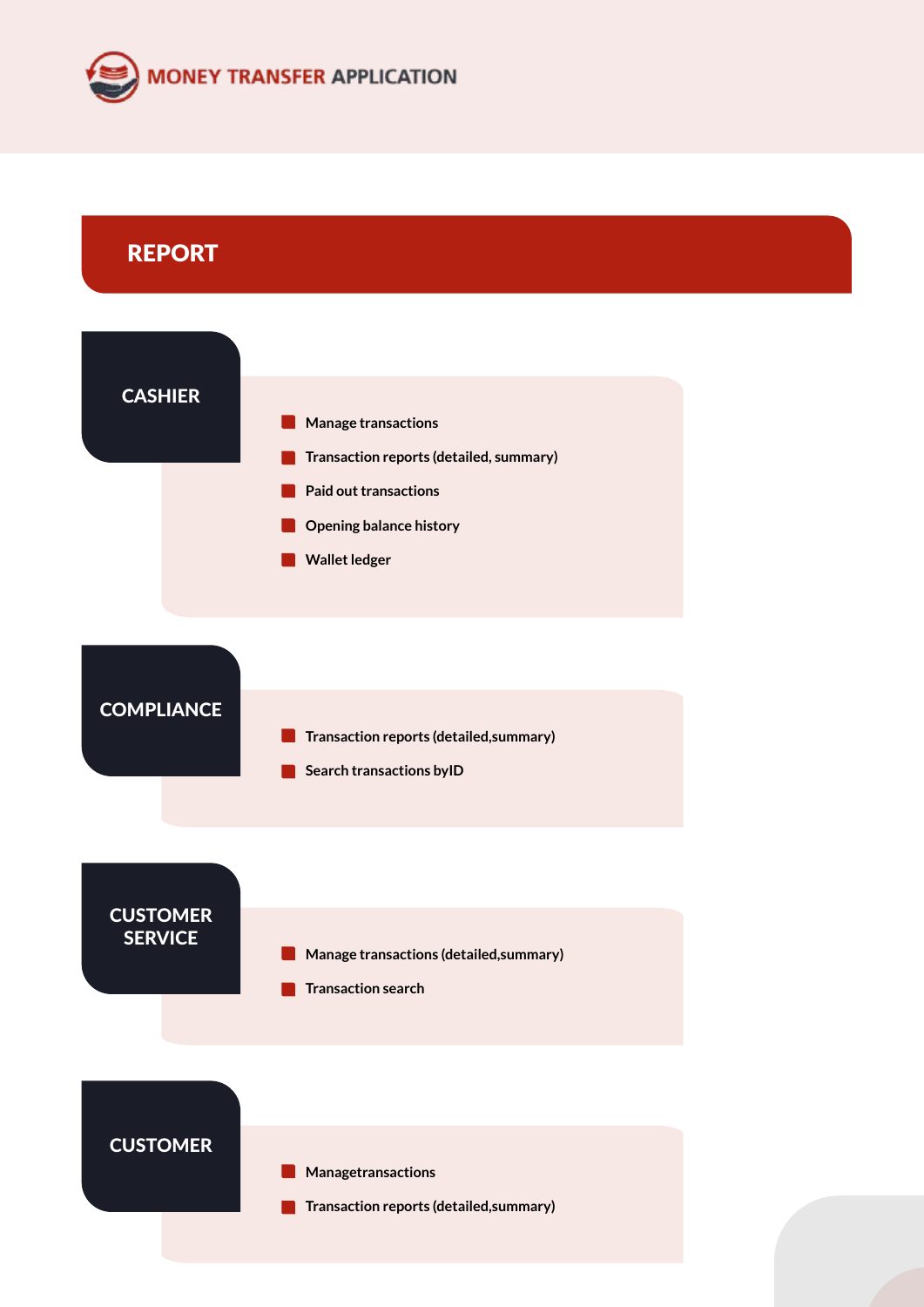## REPORT

### CASHIER

- Manage transactions
- Transaction reports (detailed, summary)
- Paid out transactions
- Opening balance history
- Wallet ledger

### COMPLIANCE

- Transaction reports (detailed,summary)
- Search transactions byID

### CUSTOMER SERVICE

- Manage transactions (detailed,summary)
- Transaction search

### CUSTOMER

- Managetransactions
- Transaction reports (detailed,summary)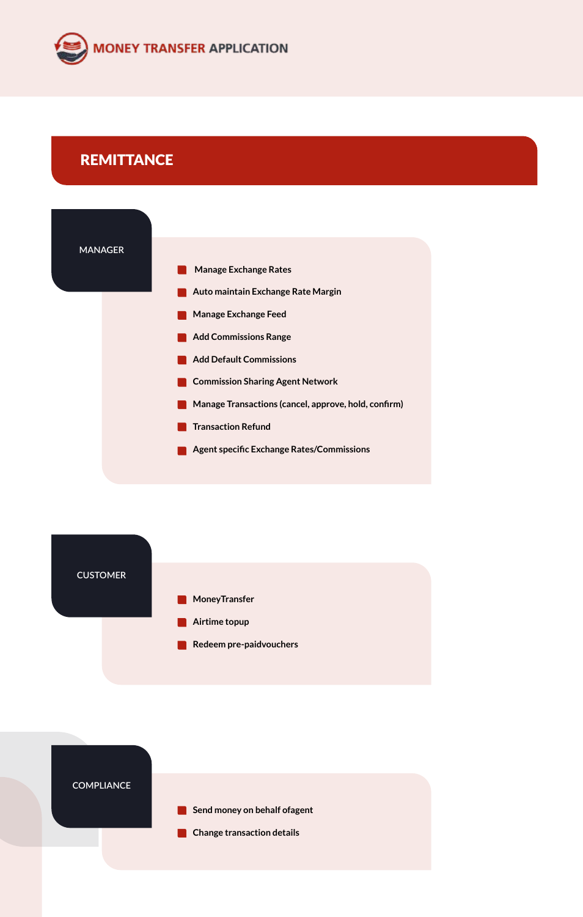# REMITTANCE

## MANAGER

- Manage Exchange Rates
- Auto maintain Exchange Rate Margin
- Manage Exchange Feed
- Add Commissions Range
- Add Default Commissions
- Commission Sharing Agent Network
- Manage Transactions (cancel, approve, hold, confirm)
- Transaction Refund
- Agent specific Exchange Rates/Commissions

## CUSTOMER

- MoneyTransfer
- Airtime topup
- Redeem pre-paidvouchers

## COMPLIANCE

- Send money on behalf ofagent
- Change transaction details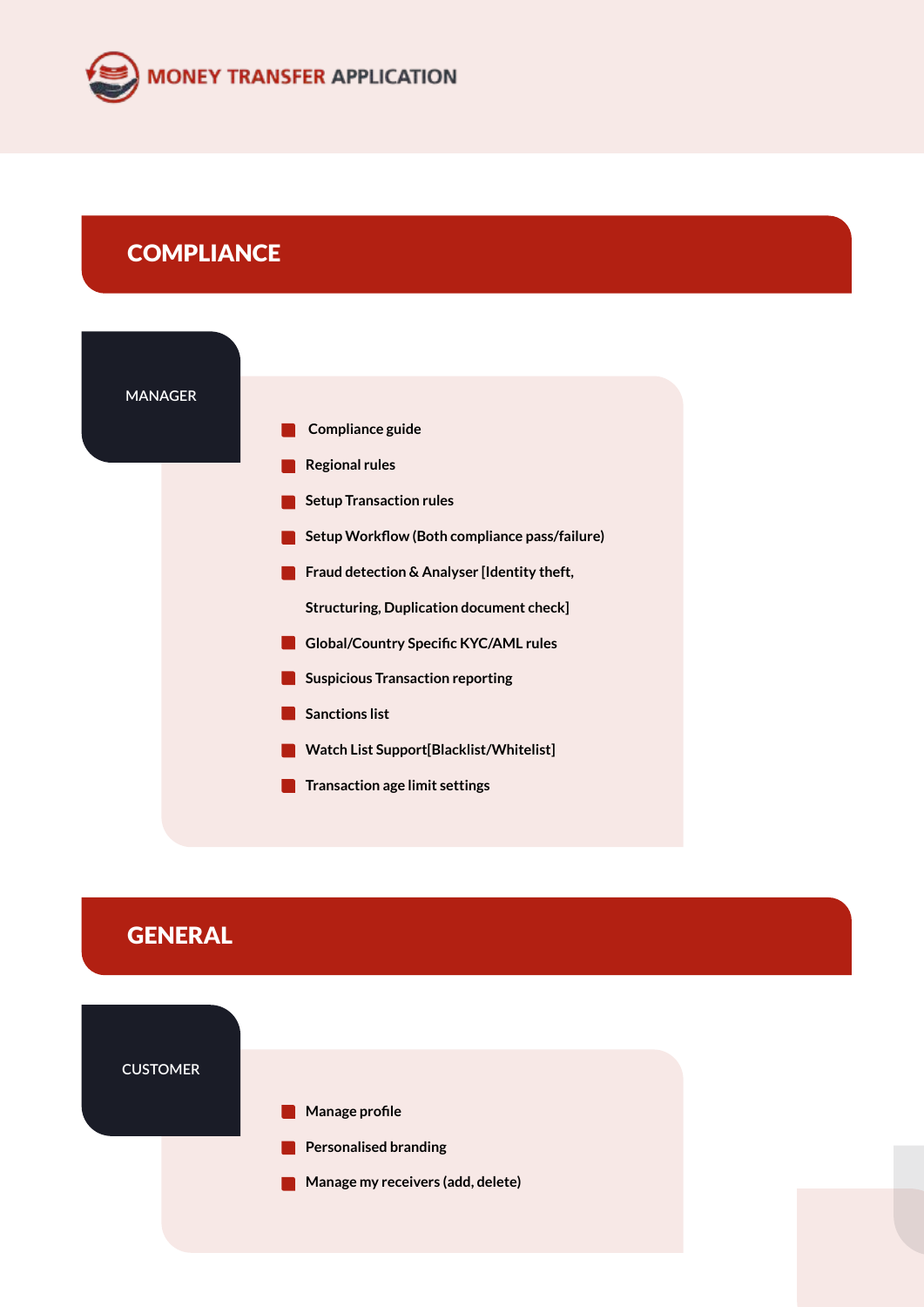## COMPLIANCE

### MANAGER

- Compliance guide
- Regional rules
- Setup Transaction rules
- Setup Workflow (Both compliance pass/failure)
- Fraud detection & Analyser [Identity theft, Structuring, Duplication document check]
- Global/Country Specific KYC/AML rules
- Suspicious Transaction reporting
- Sanctions list
- Watch List Support[Blacklist/Whitelist]
- Transaction age limit settings

## GENERAL

### CUSTOMER

- Manage profile
- Personalised branding
- Manage my receivers (add, delete)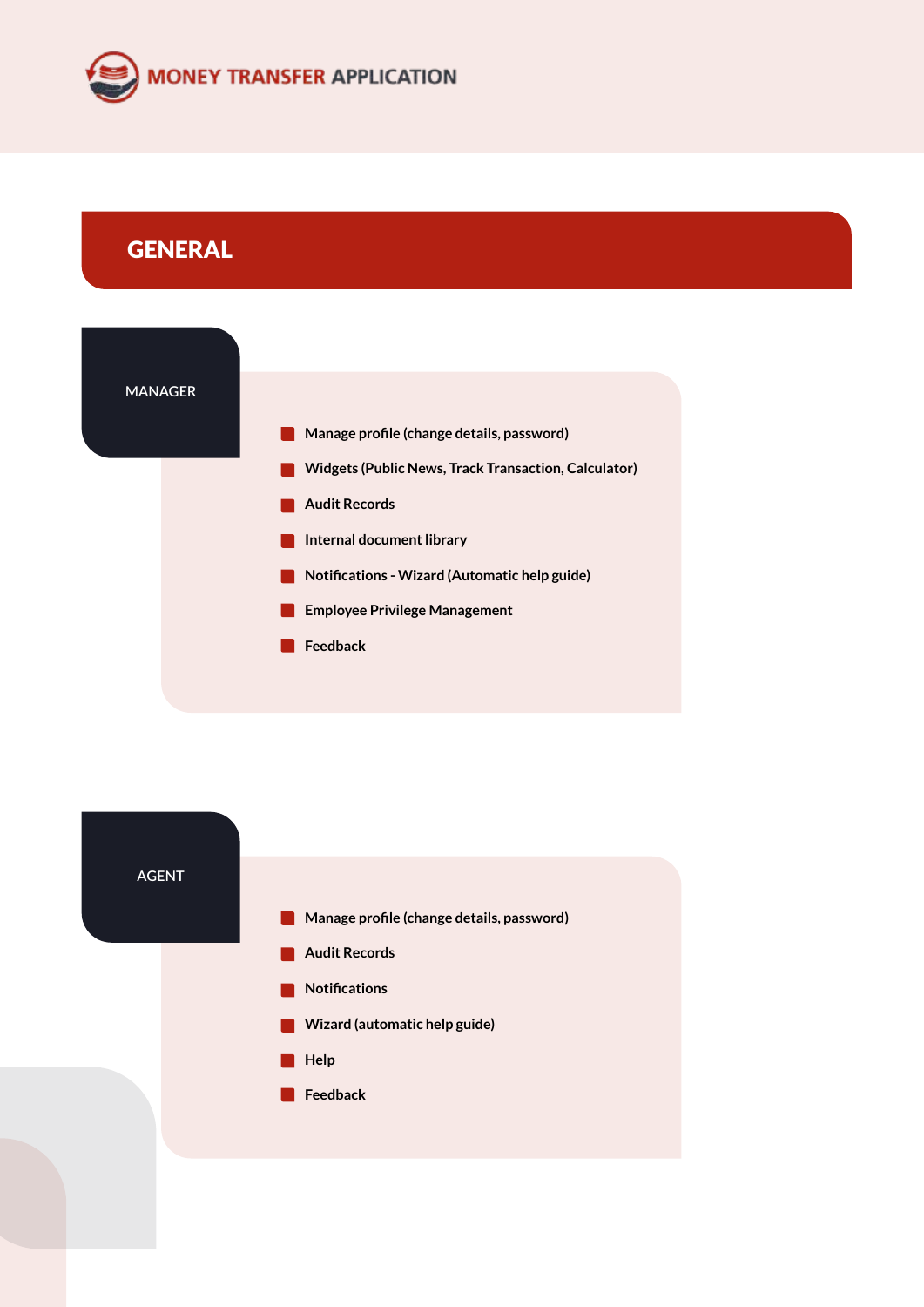# GENERAL

## MANAGER

- Manage profile (change details, password)
- Widgets (Public News, Track Transaction, Calculator)
- Audit Records
- Internal document library
- Notifications - Wizard (Automatic help guide)
- Employee Privilege Management
- Feedback

## AGENT

- Manage profile (change details, password)
- Audit Records
- Notifications
- Wizard (automatic help guide)
- Help
- Feedback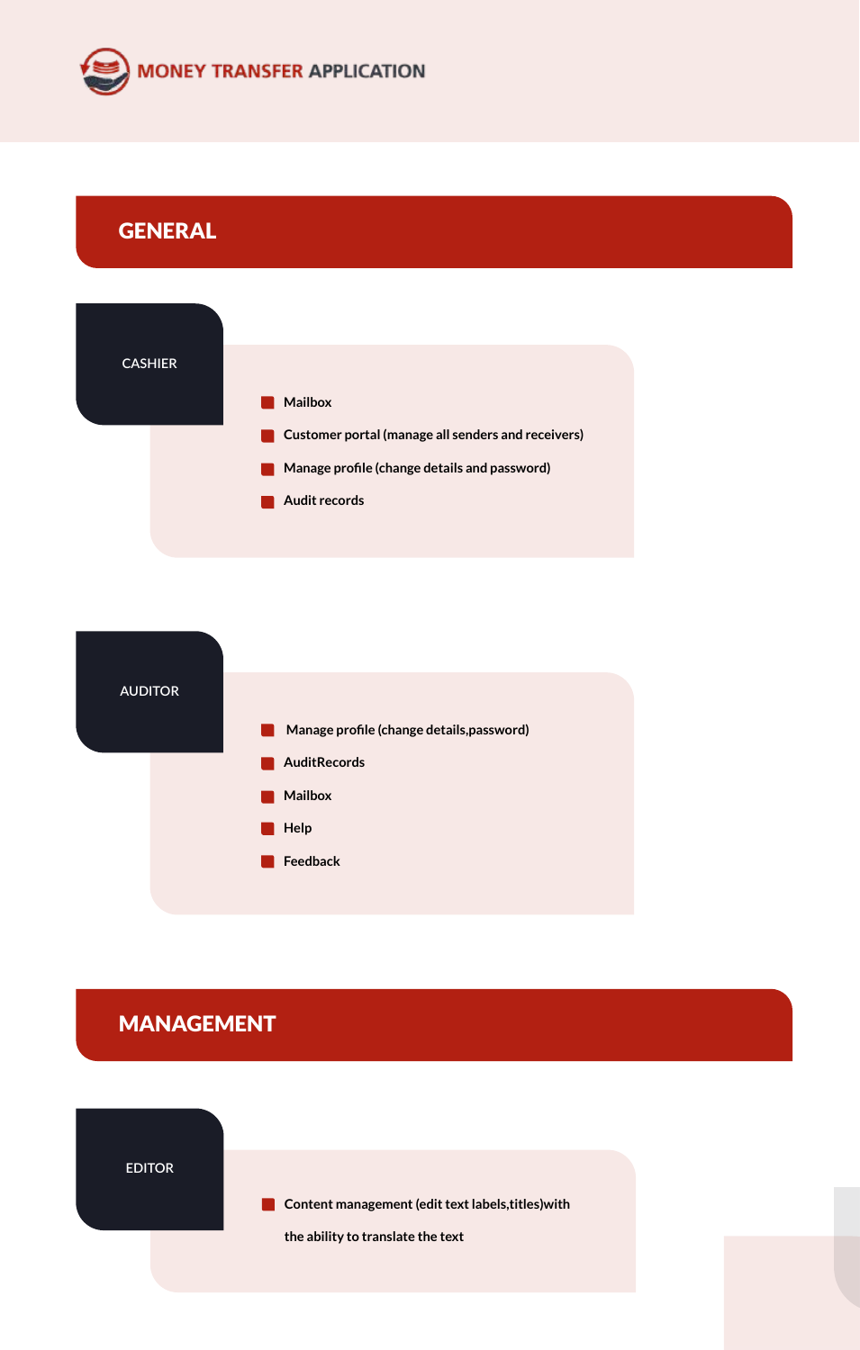# GENERAL

### CASHIER

- Mailbox
- Customer portal (manage all senders and receivers)
- Manage profile (change details and password)
- Audit records

### AUDITOR

- Manage profile (change details,password)
- AuditRecords
- Mailbox
- Help
- Feedback

# MANAGEMENT

### EDITOR

- Content management (edit text labels,titles)with the ability to translate the text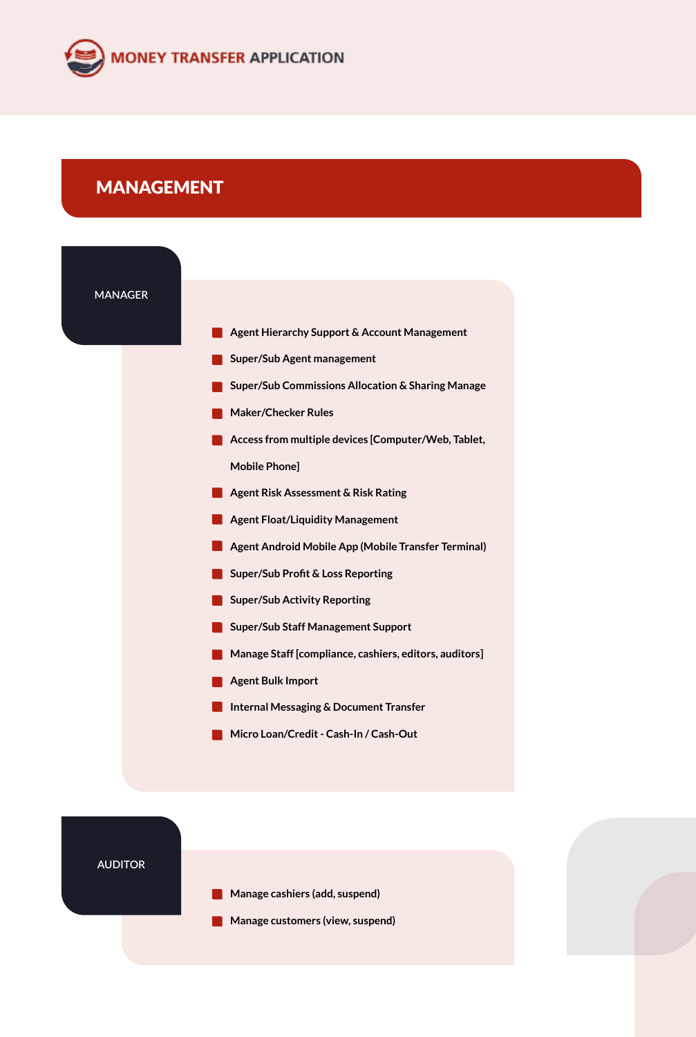## MANAGEMENT

### MANAGER

- Agent Hierarchy Support & Account Management
- Super/Sub Agent management
- Super/Sub Commissions Allocation & Sharing Manage
- Maker/Checker Rules
- Access from multiple devices [Computer/Web, Tablet, Mobile Phone]
- Agent Risk Assessment & Risk Rating
- Agent Float/Liquidity Management
- Agent Android Mobile App (Mobile Transfer Terminal)
- Super/Sub Profit & Loss Reporting
- Super/Sub Activity Reporting
- Super/Sub Staff Management Support
- Manage Staff [compliance, cashiers, editors, auditors]
- Agent Bulk Import
- Internal Messaging & Document Transfer
- Micro Loan/Credit - Cash-In / Cash-Out

### AUDITOR

- Manage cashiers (add, suspend)
- Manage customers (view, suspend)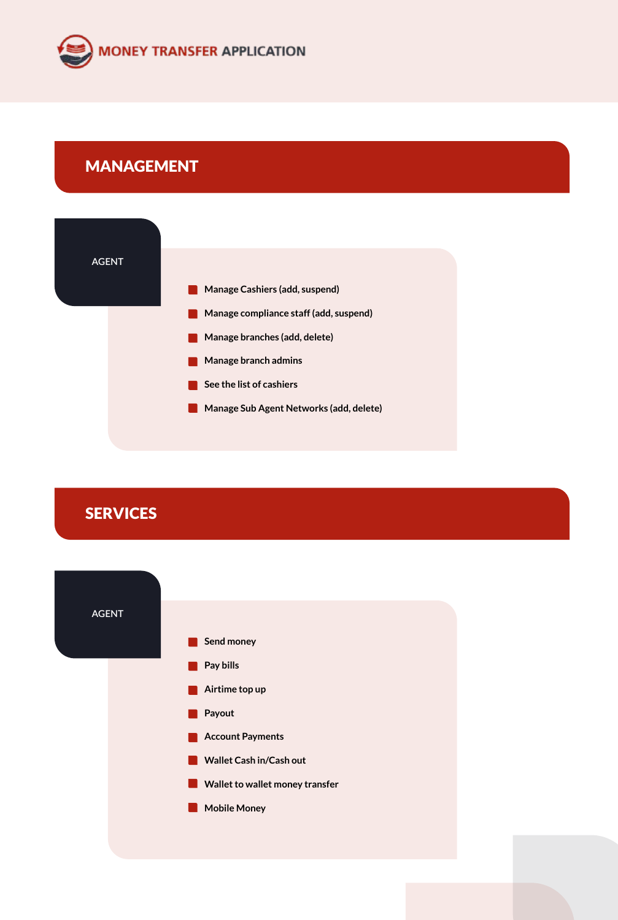# MANAGEMENT

### AGENT

- Manage Cashiers (add, suspend)
- Manage compliance staff (add, suspend)
- Manage branches (add, delete)
- Manage branch admins
- See the list of cashiers
- Manage Sub Agent Networks (add, delete)

# SERVICES

### AGENT

- Send money
- Pay bills
- Airtime top up
- Payout
- Account Payments
- Wallet Cash in/Cash out
- Wallet to wallet money transfer
- Mobile Money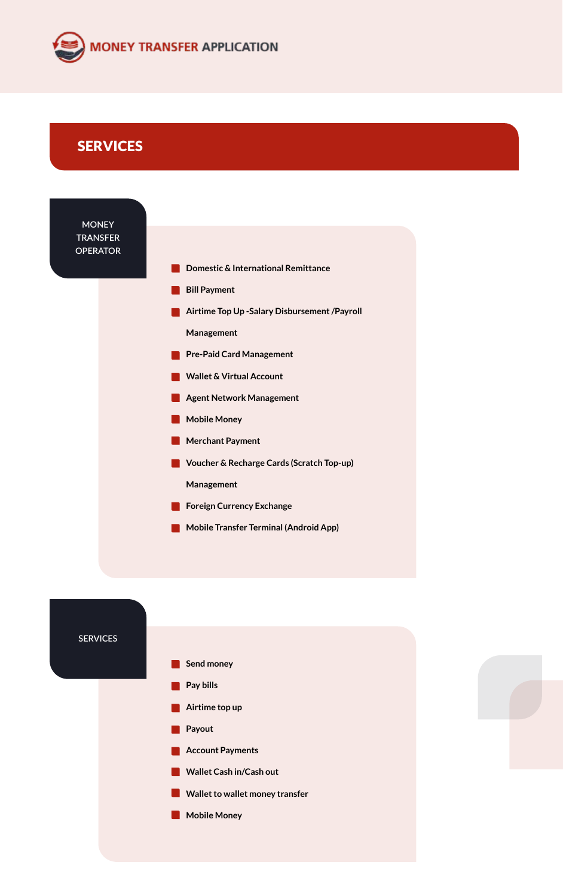# MONEY TRANSFER APPLICATION

## SERVICES

### MONEY TRANSFER OPERATOR

- Domestic & International Remittance
- Bill Payment
- Airtime Top Up -Salary Disbursement /Payroll Management
- Pre-Paid Card Management
- Wallet & Virtual Account
- Agent Network Management
- Mobile Money
- Merchant Payment
- Voucher & Recharge Cards (Scratch Top-up) Management
- Foreign Currency Exchange
- Mobile Transfer Terminal (Android App)

### SERVICES

- Send money
- Pay bills
- Airtime top up
- Payout
- Account Payments
- Wallet Cash in/Cash out
- Wallet to wallet money transfer
- Mobile Money